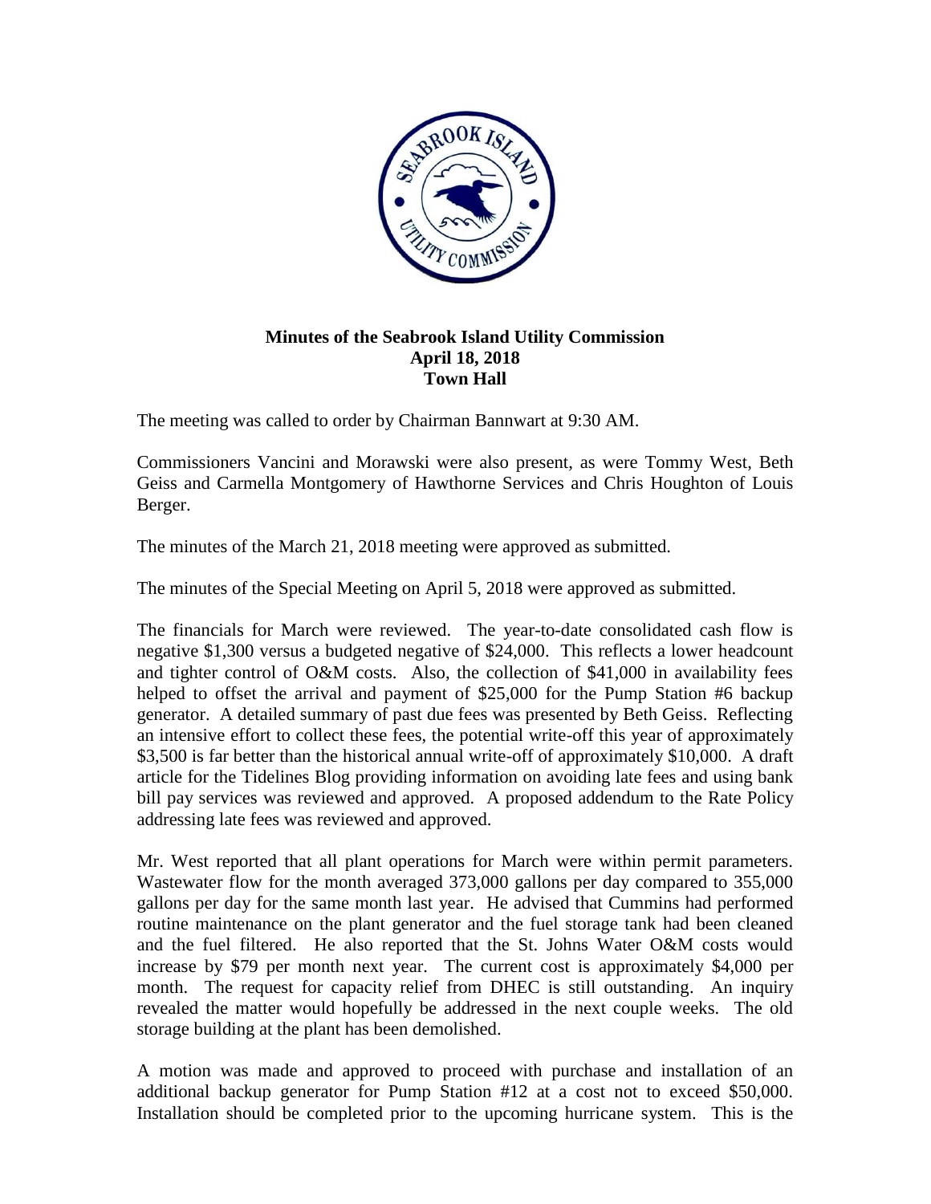**Minutes of the Seabrook Island Utility Commission**
**April 18, 2018**
**Town Hall**

The meeting was called to order by Chairman Bannwart at 9:30 AM.

Commissioners Vancini and Morawski were also present, as were Tommy West, Beth Geiss and Carmella Montgomery of Hawthorne Services and Chris Houghton of Louis Berger.

The minutes of the March 21, 2018 meeting were approved as submitted.

The minutes of the Special Meeting on April 5, 2018 were approved as submitted.

The financials for March were reviewed. The year-to-date consolidated cash flow is negative $1,300 versus a budgeted negative of $24,000. This reflects a lower headcount and tighter control of O&M costs. Also, the collection of $41,000 in availability fees helped to offset the arrival and payment of $25,000 for the Pump Station #6 backup generator. A detailed summary of past due fees was presented by Beth Geiss. Reflecting an intensive effort to collect these fees, the potential write-off this year of approximately $3,500 is far better than the historical annual write-off of approximately $10,000. A draft article for the Tidelines Blog providing information on avoiding late fees and using bank bill pay services was reviewed and approved. A proposed addendum to the Rate Policy addressing late fees was reviewed and approved.

Mr. West reported that all plant operations for March were within permit parameters. Wastewater flow for the month averaged 373,000 gallons per day compared to 355,000 gallons per day for the same month last year. He advised that Cummins had performed routine maintenance on the plant generator and the fuel storage tank had been cleaned and the fuel filtered. He also reported that the St. Johns Water O&M costs would increase by $79 per month next year. The current cost is approximately $4,000 per month. The request for capacity relief from DHEC is still outstanding. An inquiry revealed the matter would hopefully be addressed in the next couple weeks. The old storage building at the plant has been demolished.

A motion was made and approved to proceed with purchase and installation of an additional backup generator for Pump Station #12 at a cost not to exceed $50,000. Installation should be completed prior to the upcoming hurricane system. This is the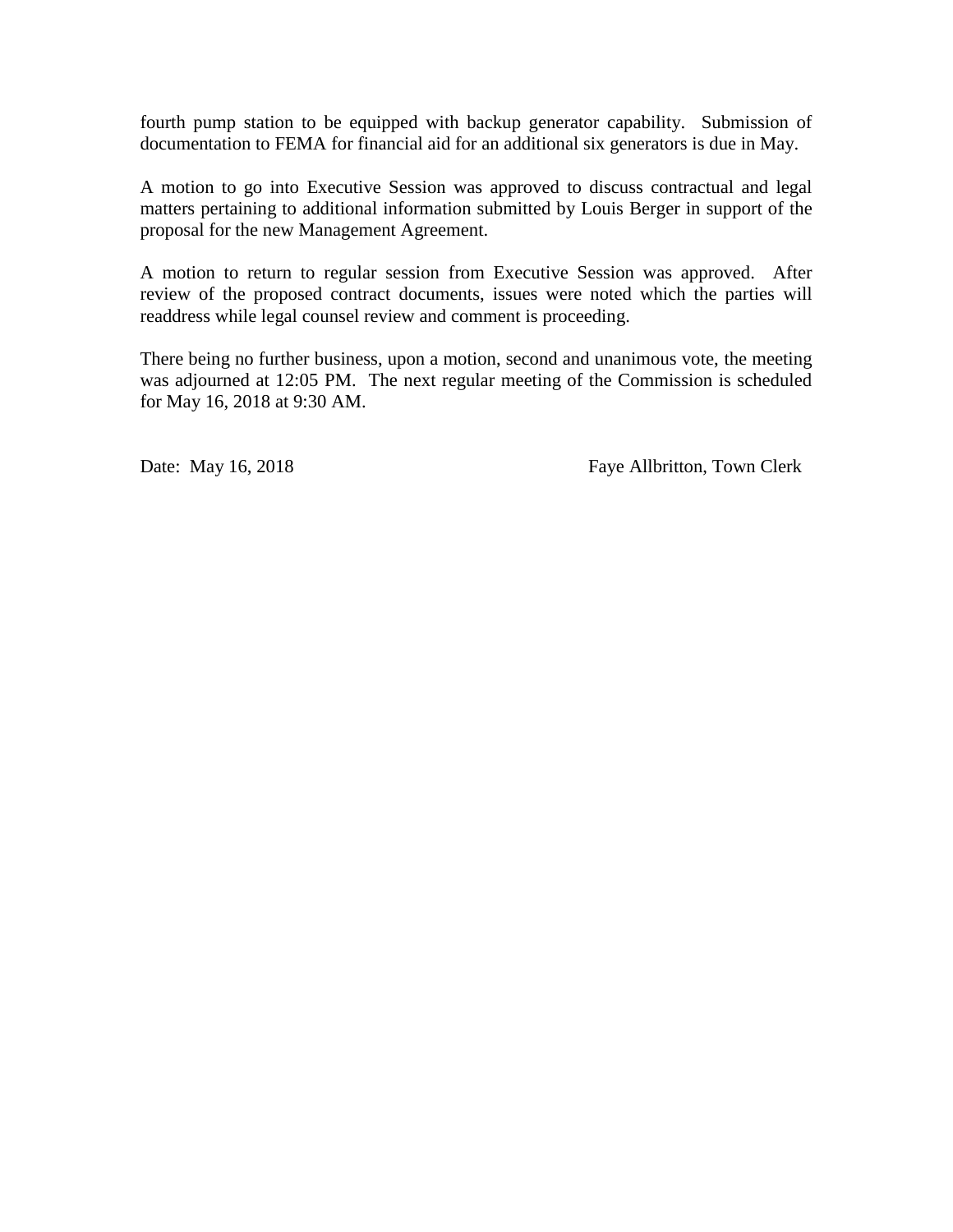fourth pump station to be equipped with backup generator capability. Submission of documentation to FEMA for financial aid for an additional six generators is due in May.

A motion to go into Executive Session was approved to discuss contractual and legal matters pertaining to additional information submitted by Louis Berger in support of the proposal for the new Management Agreement.

A motion to return to regular session from Executive Session was approved. After review of the proposed contract documents, issues were noted which the parties will readdress while legal counsel review and comment is proceeding.

There being no further business, upon a motion, second and unanimous vote, the meeting was adjourned at 12:05 PM. The next regular meeting of the Commission is scheduled for May 16, 2018 at 9:30 AM.

Date: May 16, 2018 Faye Allbritton, Town Clerk